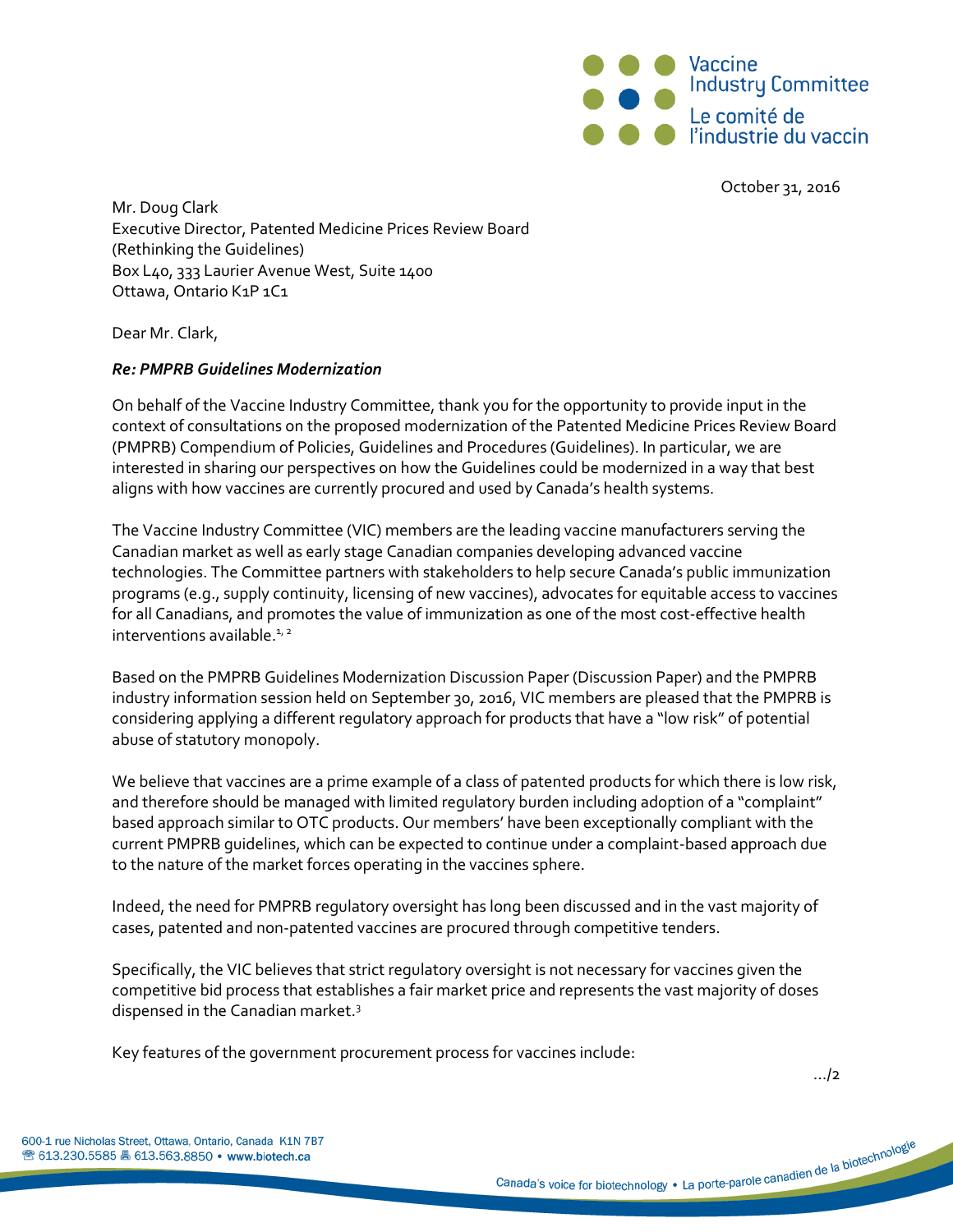Vaccine Industry Committee
Le comité de l'industrie du vaccin

October 31, 2016

Mr. Doug Clark
Executive Director, Patented Medicine Prices Review Board
(Rethinking the Guidelines)
Box L40, 333 Laurier Avenue West, Suite 1400
Ottawa, Ontario K1P 1C1

Dear Mr. Clark,

***Re: PMPRB Guidelines Modernization***

On behalf of the Vaccine Industry Committee, thank you for the opportunity to provide input in the context of consultations on the proposed modernization of the Patented Medicine Prices Review Board (PMPRB) Compendium of Policies, Guidelines and Procedures (Guidelines). In particular, we are interested in sharing our perspectives on how the Guidelines could be modernized in a way that best aligns with how vaccines are currently procured and used by Canada's health systems.

The Vaccine Industry Committee (VIC) members are the leading vaccine manufacturers serving the Canadian market as well as early stage Canadian companies developing advanced vaccine technologies. The Committee partners with stakeholders to help secure Canada's public immunization programs (e.g., supply continuity, licensing of new vaccines), advocates for equitable access to vaccines for all Canadians, and promotes the value of immunization as one of the most cost-effective health interventions available.[1, 2]

Based on the PMPRB Guidelines Modernization Discussion Paper (Discussion Paper) and the PMPRB industry information session held on September 30, 2016, VIC members are pleased that the PMPRB is considering applying a different regulatory approach for products that have a "low risk" of potential abuse of statutory monopoly.

We believe that vaccines are a prime example of a class of patented products for which there is low risk, and therefore should be managed with limited regulatory burden including adoption of a "complaint" based approach similar to OTC products. Our members' have been exceptionally compliant with the current PMPRB guidelines, which can be expected to continue under a complaint-based approach due to the nature of the market forces operating in the vaccines sphere.

Indeed, the need for PMPRB regulatory oversight has long been discussed and in the vast majority of cases, patented and non-patented vaccines are procured through competitive tenders.

Specifically, the VIC believes that strict regulatory oversight is not necessary for vaccines given the competitive bid process that establishes a fair market price and represents the vast majority of doses dispensed in the Canadian market.[3]

Key features of the government procurement process for vaccines include:

.../2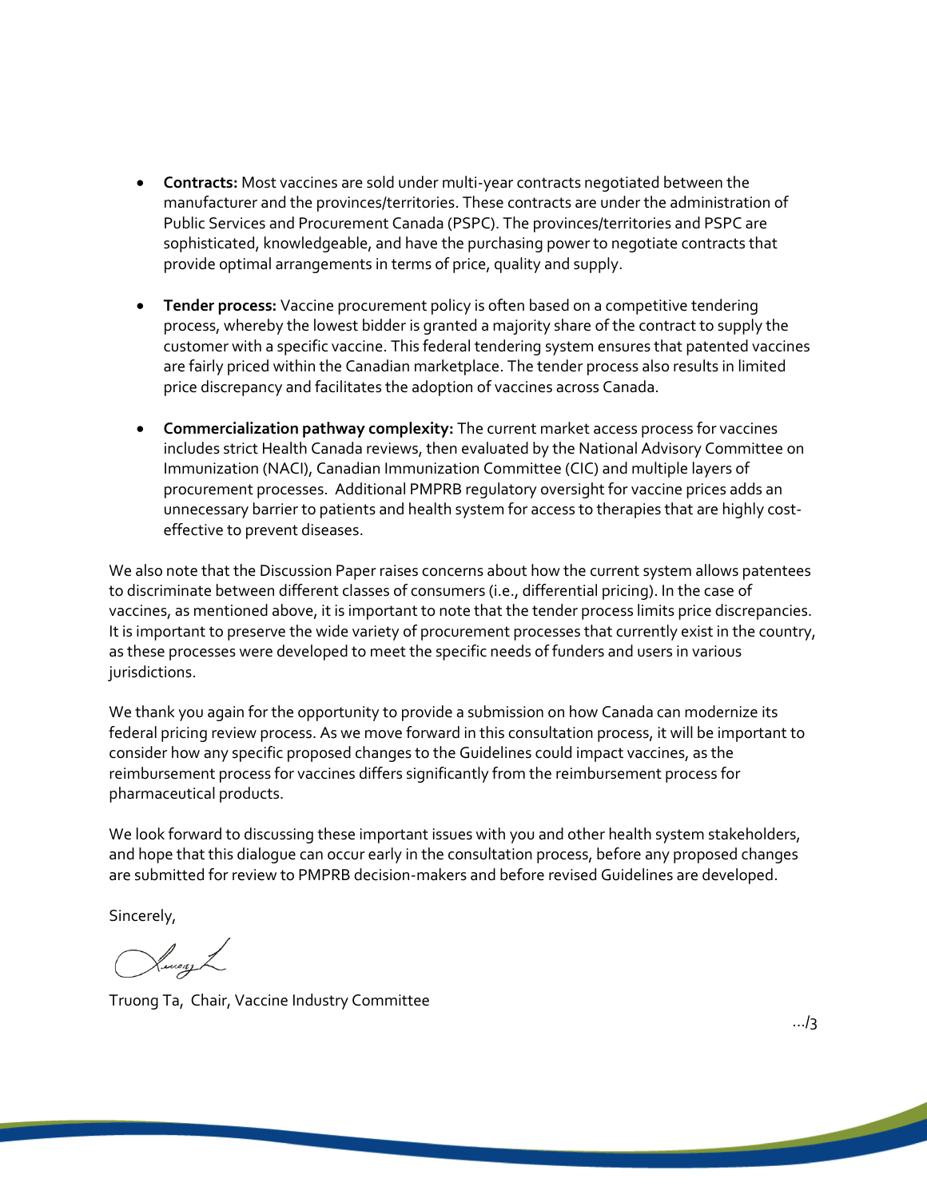- **Contracts:** Most vaccines are sold under multi-year contracts negotiated between the manufacturer and the provinces/territories. These contracts are under the administration of Public Services and Procurement Canada (PSPC). The provinces/territories and PSPC are sophisticated, knowledgeable, and have the purchasing power to negotiate contracts that provide optimal arrangements in terms of price, quality and supply.

- **Tender process:** Vaccine procurement policy is often based on a competitive tendering process, whereby the lowest bidder is granted a majority share of the contract to supply the customer with a specific vaccine. This federal tendering system ensures that patented vaccines are fairly priced within the Canadian marketplace. The tender process also results in limited price discrepancy and facilitates the adoption of vaccines across Canada.

- **Commercialization pathway complexity:** The current market access process for vaccines includes strict Health Canada reviews, then evaluated by the National Advisory Committee on Immunization (NACI), Canadian Immunization Committee (CIC) and multiple layers of procurement processes. Additional PMPRB regulatory oversight for vaccine prices adds an unnecessary barrier to patients and health system for access to therapies that are highly cost-effective to prevent diseases.

We also note that the Discussion Paper raises concerns about how the current system allows patentees to discriminate between different classes of consumers (i.e., differential pricing). In the case of vaccines, as mentioned above, it is important to note that the tender process limits price discrepancies. It is important to preserve the wide variety of procurement processes that currently exist in the country, as these processes were developed to meet the specific needs of funders and users in various jurisdictions.

We thank you again for the opportunity to provide a submission on how Canada can modernize its federal pricing review process. As we move forward in this consultation process, it will be important to consider how any specific proposed changes to the Guidelines could impact vaccines, as the reimbursement process for vaccines differs significantly from the reimbursement process for pharmaceutical products.

We look forward to discussing these important issues with you and other health system stakeholders, and hope that this dialogue can occur early in the consultation process, before any proposed changes are submitted for review to PMPRB decision-makers and before revised Guidelines are developed.

Sincerely,

Truong Ta, Chair, Vaccine Industry Committee

…/3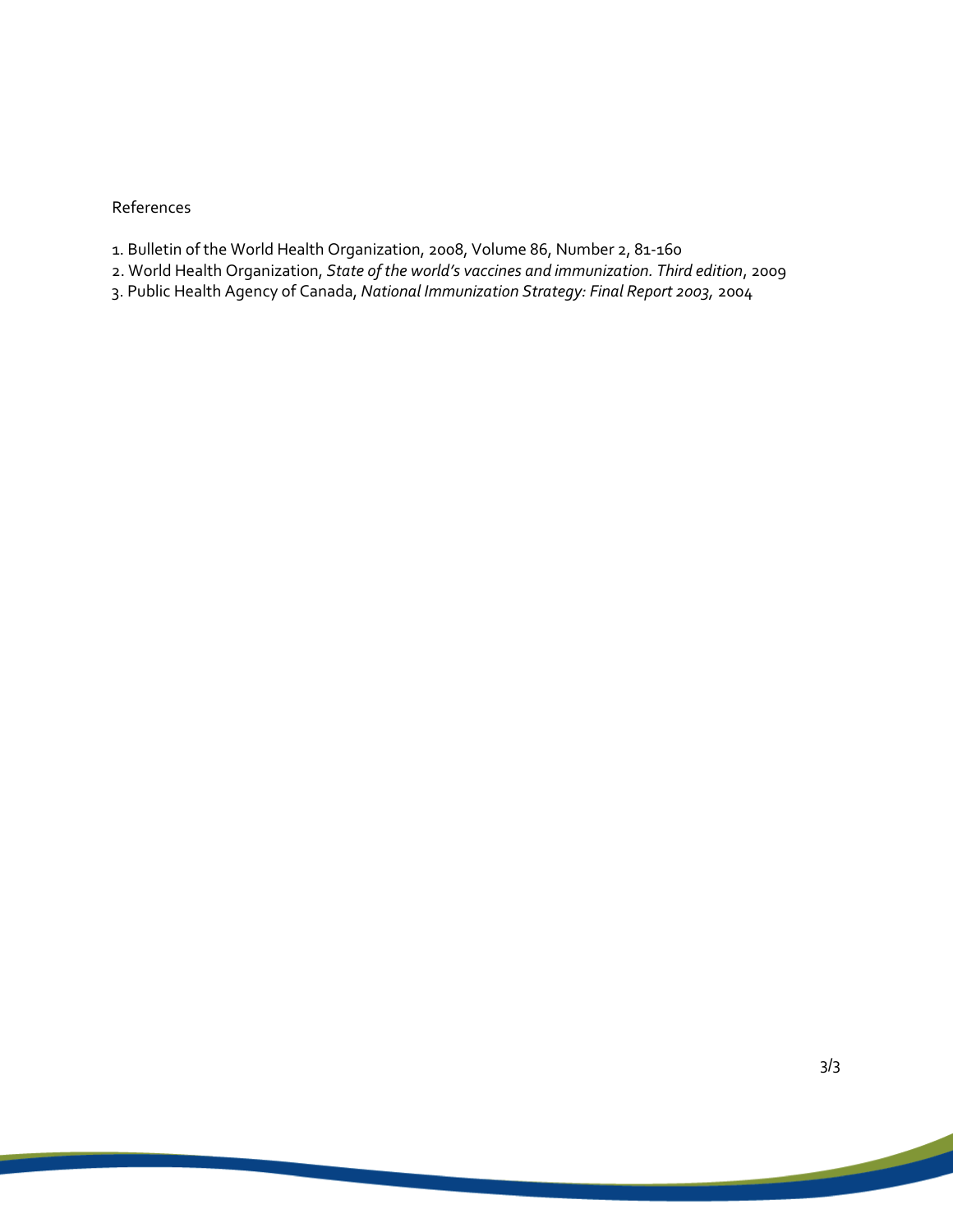References

1. Bulletin of the World Health Organization, 2008, Volume 86, Number 2, 81-160
2. World Health Organization, *State of the world's vaccines and immunization. Third edition*, 2009
3. Public Health Agency of Canada, *National Immunization Strategy: Final Report 2003,* 2004